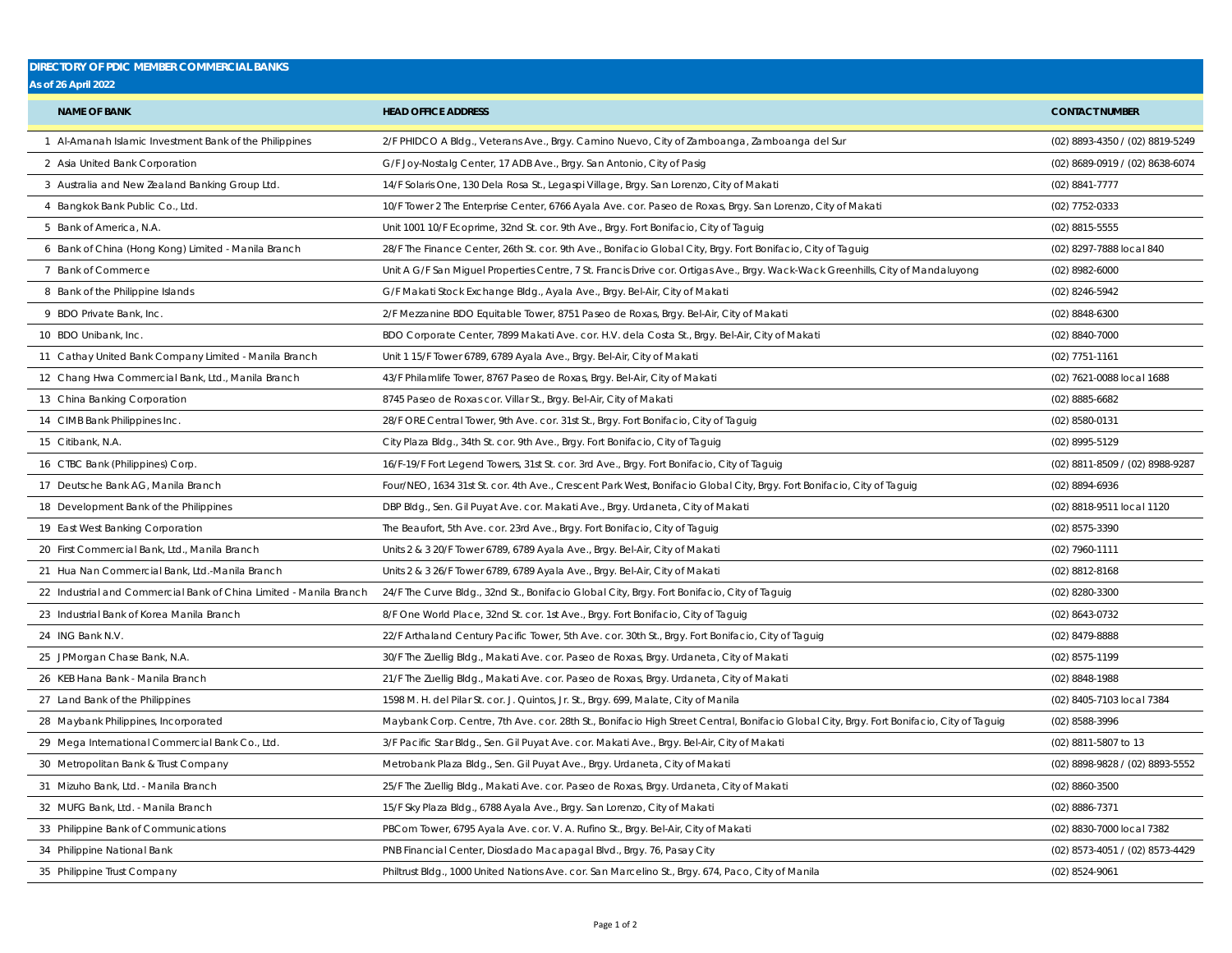**DIRECTORY OF PDIC MEMBER COMMERCIAL BANKS**
**As of 26 April 2022**

| | NAME OF BANK | HEAD OFFICE ADDRESS | CONTACT NUMBER |
|---|---|---|---|
| 1 | Al-Amanah Islamic Investment Bank of the Philippines | 2/F PHIDCO A Bldg., Veterans Ave., Brgy. Camino Nuevo, City of Zamboanga, Zamboanga del Sur | (02) 8893-4350 / (02) 8819-5249 |
| 2 | Asia United Bank Corporation | G/F Joy-Nostalg Center, 17 ADB Ave., Brgy. San Antonio, City of Pasig | (02) 8689-0919 / (02) 8638-6074 |
| 3 | Australia and New Zealand Banking Group Ltd. | 14/F Solaris One, 130 Dela Rosa St., Legaspi Village, Brgy. San Lorenzo, City of Makati | (02) 8841-7777 |
| 4 | Bangkok Bank Public Co., Ltd. | 10/F Tower 2 The Enterprise Center, 6766 Ayala Ave. cor. Paseo de Roxas, Brgy. San Lorenzo, City of Makati | (02) 7752-0333 |
| 5 | Bank of America, N.A. | Unit 1001 10/F Ecoprime, 32nd St. cor. 9th Ave., Brgy. Fort Bonifacio, City of Taguig | (02) 8815-5555 |
| 6 | Bank of China (Hong Kong) Limited - Manila Branch | 28/F The Finance Center, 26th St. cor. 9th Ave., Bonifacio Global City, Brgy. Fort Bonifacio, City of Taguig | (02) 8297-7888 local 840 |
| 7 | Bank of Commerce | Unit A G/F San Miguel Properties Centre, 7 St. Francis Drive cor. Ortigas Ave., Brgy. Wack-Wack Greenhills, City of Mandaluyong | (02) 8982-6000 |
| 8 | Bank of the Philippine Islands | G/F Makati Stock Exchange Bldg., Ayala Ave., Brgy. Bel-Air, City of Makati | (02) 8246-5942 |
| 9 | BDO Private Bank, Inc. | 2/F Mezzanine BDO Equitable Tower, 8751 Paseo de Roxas, Brgy. Bel-Air, City of Makati | (02) 8848-6300 |
| 10 | BDO Unibank, Inc. | BDO Corporate Center, 7899 Makati Ave. cor. H.V. dela Costa St., Brgy. Bel-Air, City of Makati | (02) 8840-7000 |
| 11 | Cathay United Bank Company Limited - Manila Branch | Unit 1 15/F Tower 6789, 6789 Ayala Ave., Brgy. Bel-Air, City of Makati | (02) 7751-1161 |
| 12 | Chang Hwa Commercial Bank, Ltd., Manila Branch | 43/F Philamlife Tower, 8767 Paseo de Roxas, Brgy. Bel-Air, City of Makati | (02) 7621-0088 local 1688 |
| 13 | China Banking Corporation | 8745 Paseo de Roxas cor. Villar St., Brgy. Bel-Air, City of Makati | (02) 8885-6682 |
| 14 | CIMB Bank Philippines Inc. | 28/F ORE Central Tower, 9th Ave. cor. 31st St., Brgy. Fort Bonifacio, City of Taguig | (02) 8580-0131 |
| 15 | Citibank, N.A. | City Plaza Bldg., 34th St. cor. 9th Ave., Brgy. Fort Bonifacio, City of Taguig | (02) 8995-5129 |
| 16 | CTBC Bank (Philippines) Corp. | 16/F-19/F Fort Legend Towers, 31st St. cor. 3rd Ave., Brgy. Fort Bonifacio, City of Taguig | (02) 8811-8509 / (02) 8988-9287 |
| 17 | Deutsche Bank AG, Manila Branch | Four/NEO, 1634 31st St. cor. 4th Ave., Crescent Park West, Bonifacio Global City, Brgy. Fort Bonifacio, City of Taguig | (02) 8894-6936 |
| 18 | Development Bank of the Philippines | DBP Bldg., Sen. Gil Puyat Ave. cor. Makati Ave., Brgy. Urdaneta, City of Makati | (02) 8818-9511 local 1120 |
| 19 | East West Banking Corporation | The Beaufort, 5th Ave. cor. 23rd Ave., Brgy. Fort Bonifacio, City of Taguig | (02) 8575-3390 |
| 20 | First Commercial Bank, Ltd., Manila Branch | Units 2 & 3 20/F Tower 6789, 6789 Ayala Ave., Brgy. Bel-Air, City of Makati | (02) 7960-1111 |
| 21 | Hua Nan Commercial Bank, Ltd.-Manila Branch | Units 2 & 3 26/F Tower 6789, 6789 Ayala Ave., Brgy. Bel-Air, City of Makati | (02) 8812-8168 |
| 22 | Industrial and Commercial Bank of China Limited - Manila Branch | 24/F The Curve Bldg., 32nd St., Bonifacio Global City, Brgy. Fort Bonifacio, City of Taguig | (02) 8280-3300 |
| 23 | Industrial Bank of Korea Manila Branch | 8/F One World Place, 32nd St. cor. 1st Ave., Brgy. Fort Bonifacio, City of Taguig | (02) 8643-0732 |
| 24 | ING Bank N.V. | 22/F Arthaland Century Pacific Tower, 5th Ave. cor. 30th St., Brgy. Fort Bonifacio, City of Taguig | (02) 8479-8888 |
| 25 | JPMorgan Chase Bank, N.A. | 30/F The Zuellig Bldg., Makati Ave. cor. Paseo de Roxas, Brgy. Urdaneta, City of Makati | (02) 8575-1199 |
| 26 | KEB Hana Bank - Manila Branch | 21/F The Zuellig Bldg., Makati Ave. cor. Paseo de Roxas, Brgy. Urdaneta, City of Makati | (02) 8848-1988 |
| 27 | Land Bank of the Philippines | 1598 M. H. del Pilar St. cor. J. Quintos, Jr. St., Brgy. 699, Malate, City of Manila | (02) 8405-7103 local 7384 |
| 28 | Maybank Philippines, Incorporated | Maybank Corp. Centre, 7th Ave. cor. 28th St., Bonifacio High Street Central, Bonifacio Global City, Brgy. Fort Bonifacio, City of Taguig | (02) 8588-3996 |
| 29 | Mega International Commercial Bank Co., Ltd. | 3/F Pacific Star Bldg., Sen. Gil Puyat Ave. cor. Makati Ave., Brgy. Bel-Air, City of Makati | (02) 8811-5807 to 13 |
| 30 | Metropolitan Bank & Trust Company | Metrobank Plaza Bldg., Sen. Gil Puyat Ave., Brgy. Urdaneta, City of Makati | (02) 8898-9828 / (02) 8893-5552 |
| 31 | Mizuho Bank, Ltd. - Manila Branch | 25/F The Zuellig Bldg., Makati Ave. cor. Paseo de Roxas, Brgy. Urdaneta, City of Makati | (02) 8860-3500 |
| 32 | MUFG Bank, Ltd. - Manila Branch | 15/F Sky Plaza Bldg., 6788 Ayala Ave., Brgy. San Lorenzo, City of Makati | (02) 8886-7371 |
| 33 | Philippine Bank of Communications | PBCom Tower, 6795 Ayala Ave. cor. V. A. Rufino St., Brgy. Bel-Air, City of Makati | (02) 8830-7000 local 7382 |
| 34 | Philippine National Bank | PNB Financial Center, Diosdado Macapagal Blvd., Brgy. 76, Pasay City | (02) 8573-4051 / (02) 8573-4429 |
| 35 | Philippine Trust Company | Philtrust Bldg., 1000 United Nations Ave. cor. San Marcelino St., Brgy. 674, Paco, City of Manila | (02) 8524-9061 |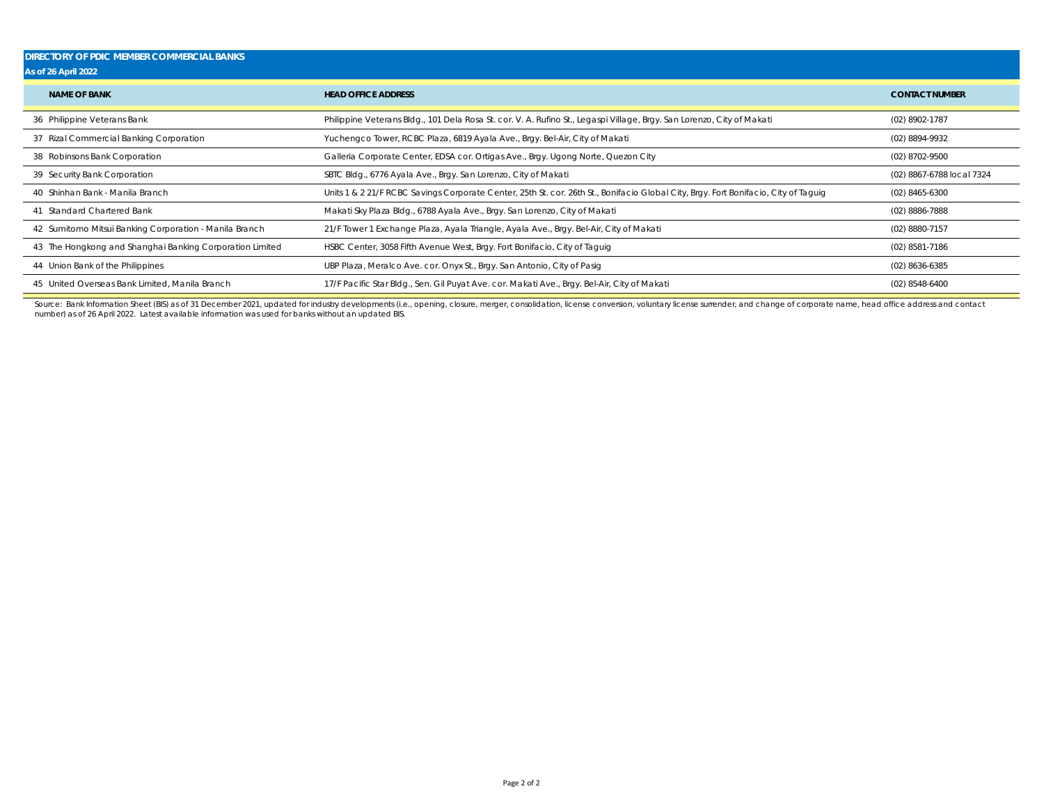**DIRECTORY OF PDIC MEMBER COMMERCIAL BANKS**

**As of 26 April 2022**

| NAME OF BANK | HEAD OFFICE ADDRESS | CONTACT NUMBER |
|---|---|---|
| 36 Philippine Veterans Bank | Philippine Veterans Bldg., 101 Dela Rosa St. cor. V. A. Rufino St., Legaspi Village, Brgy. San Lorenzo, City of Makati | (02) 8902-1787 |
| 37 Rizal Commercial Banking Corporation | Yuchengco Tower, RCBC Plaza, 6819 Ayala Ave., Brgy. Bel-Air, City of Makati | (02) 8894-9932 |
| 38 Robinsons Bank Corporation | Galleria Corporate Center, EDSA cor. Ortigas Ave., Brgy. Ugong Norte, Quezon City | (02) 8702-9500 |
| 39 Security Bank Corporation | SBTC Bldg., 6776 Ayala Ave., Brgy. San Lorenzo, City of Makati | (02) 8867-6788 local 7324 |
| 40 Shinhan Bank - Manila Branch | Units 1 & 2 21/F RCBC Savings Corporate Center, 25th St. cor. 26th St., Bonifacio Global City, Brgy. Fort Bonifacio, City of Taguig | (02) 8465-6300 |
| 41 Standard Chartered Bank | Makati Sky Plaza Bldg., 6788 Ayala Ave., Brgy. San Lorenzo, City of Makati | (02) 8886-7888 |
| 42 Sumitomo Mitsui Banking Corporation - Manila Branch | 21/F Tower 1 Exchange Plaza, Ayala Triangle, Ayala Ave., Brgy. Bel-Air, City of Makati | (02) 8880-7157 |
| 43 The Hongkong and Shanghai Banking Corporation Limited | HSBC Center, 3058 Fifth Avenue West, Brgy. Fort Bonifacio, City of Taguig | (02) 8581-7186 |
| 44 Union Bank of the Philippines | UBP Plaza, Meralco Ave. cor. Onyx St., Brgy. San Antonio, City of Pasig | (02) 8636-6385 |
| 45 United Overseas Bank Limited, Manila Branch | 17/F Pacific Star Bldg., Sen. Gil Puyat Ave. cor. Makati Ave., Brgy. Bel-Air, City of Makati | (02) 8548-6400 |

Source: Bank Information Sheet (BIS) as of 31 December 2021, updated for industry developments (i.e., opening, closure, merger, consolidation, license conversion, voluntary license surrender, and change of corporate name, head office address and contact number) as of 26 April 2022. Latest available information was used for banks without an updated BIS.